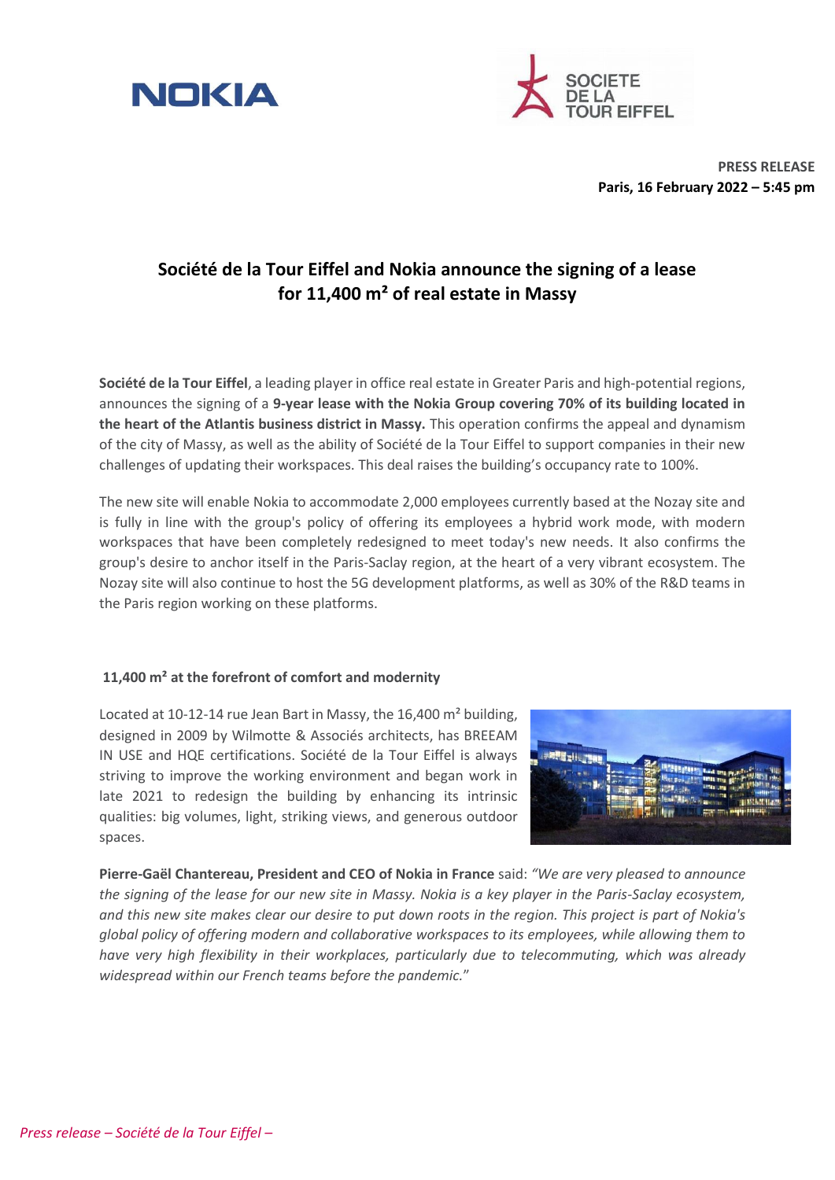**PRESS RELEASE**
**Paris, 16 February 2022 – 5:45 pm**

# Société de la Tour Eiffel and Nokia announce the signing of a lease for 11,400 m² of real estate in Massy

**Société de la Tour Eiffel**, a leading player in office real estate in Greater Paris and high-potential regions, announces the signing of a **9-year lease with the Nokia Group covering 70% of its building located in the heart of the Atlantis business district in Massy.** This operation confirms the appeal and dynamism of the city of Massy, as well as the ability of Société de la Tour Eiffel to support companies in their new challenges of updating their workspaces. This deal raises the building's occupancy rate to 100%.

The new site will enable Nokia to accommodate 2,000 employees currently based at the Nozay site and is fully in line with the group's policy of offering its employees a hybrid work mode, with modern workspaces that have been completely redesigned to meet today's new needs. It also confirms the group's desire to anchor itself in the Paris-Saclay region, at the heart of a very vibrant ecosystem. The Nozay site will also continue to host the 5G development platforms, as well as 30% of the R&D teams in the Paris region working on these platforms.

## 11,400 m² at the forefront of comfort and modernity

Located at 10-12-14 rue Jean Bart in Massy, the 16,400 m² building, designed in 2009 by Wilmotte & Associés architects, has BREEAM IN USE and HQE certifications. Société de la Tour Eiffel is always striving to improve the working environment and began work in late 2021 to redesign the building by enhancing its intrinsic qualities: big volumes, light, striking views, and generous outdoor spaces.

**Pierre-Gaël Chantereau, President and CEO of Nokia in France** said: *"We are very pleased to announce the signing of the lease for our new site in Massy. Nokia is a key player in the Paris-Saclay ecosystem, and this new site makes clear our desire to put down roots in the region. This project is part of Nokia's global policy of offering modern and collaborative workspaces to its employees, while allowing them to have very high flexibility in their workplaces, particularly due to telecommuting, which was already widespread within our French teams before the pandemic."*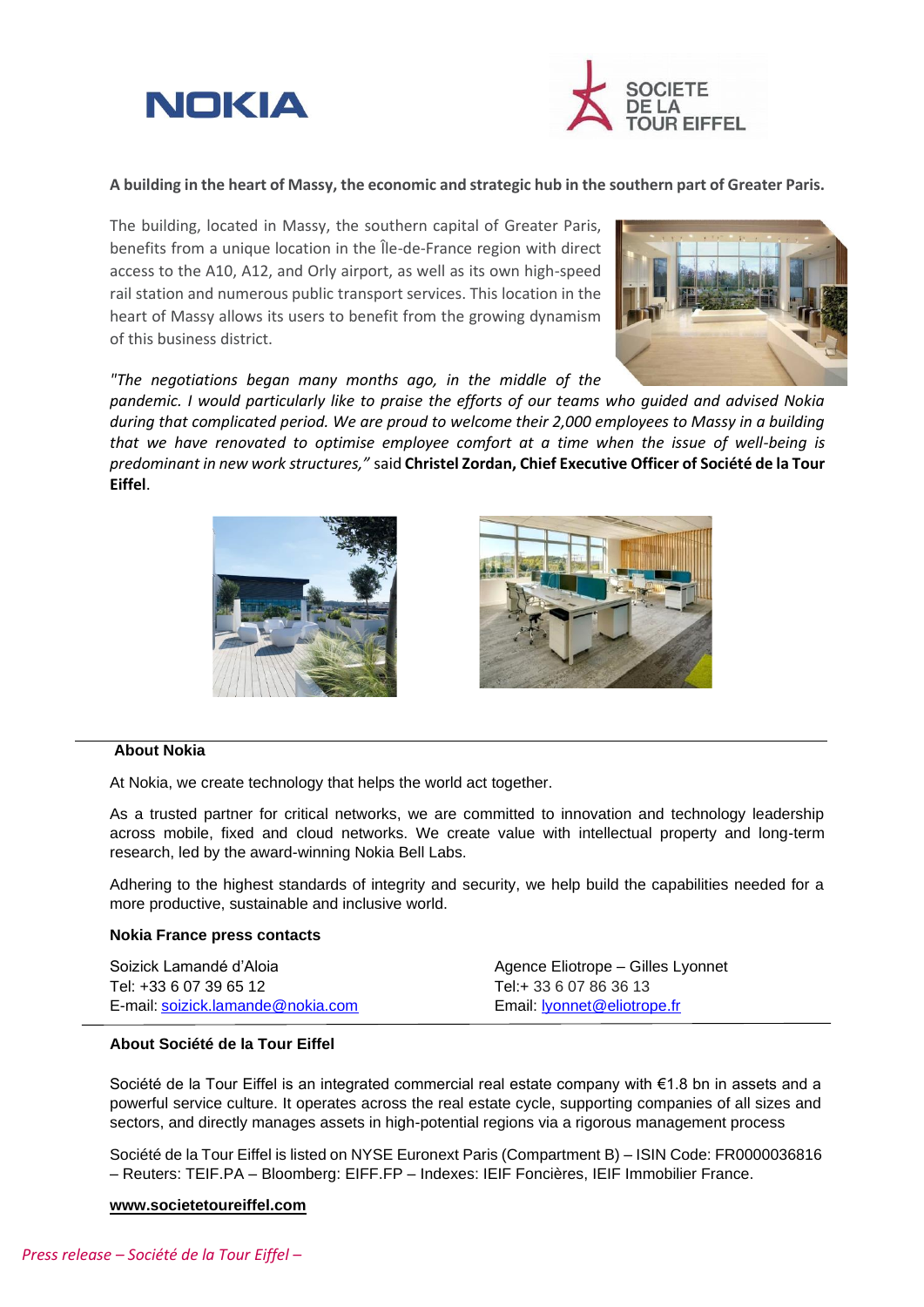**A building in the heart of Massy, the economic and strategic hub in the southern part of Greater Paris.**

The building, located in Massy, the southern capital of Greater Paris, benefits from a unique location in the Île-de-France region with direct access to the A10, A12, and Orly airport, as well as its own high-speed rail station and numerous public transport services. This location in the heart of Massy allows its users to benefit from the growing dynamism of this business district.

*"The negotiations began many months ago, in the middle of the pandemic. I would particularly like to praise the efforts of our teams who guided and advised Nokia during that complicated period. We are proud to welcome their 2,000 employees to Massy in a building that we have renovated to optimise employee comfort at a time when the issue of well-being is predominant in new work structures,"* said **Christel Zordan, Chief Executive Officer of Société de la Tour Eiffel**.

---

**About Nokia**

At Nokia, we create technology that helps the world act together.

As a trusted partner for critical networks, we are committed to innovation and technology leadership across mobile, fixed and cloud networks. We create value with intellectual property and long-term research, led by the award-winning Nokia Bell Labs.

Adhering to the highest standards of integrity and security, we help build the capabilities needed for a more productive, sustainable and inclusive world.

**Nokia France press contacts**

Soizick Lamandé d'Aloia
Tel: +33 6 07 39 65 12
E-mail: soizick.lamande@nokia.com

Agence Eliotrope – Gilles Lyonnet
Tel:+ 33 6 07 86 36 13
Email: lyonnet@eliotrope.fr

---

**About Société de la Tour Eiffel**

Société de la Tour Eiffel is an integrated commercial real estate company with €1.8 bn in assets and a powerful service culture. It operates across the real estate cycle, supporting companies of all sizes and sectors, and directly manages assets in high-potential regions via a rigorous management process

Société de la Tour Eiffel is listed on NYSE Euronext Paris (Compartment B) – ISIN Code: FR0000036816 – Reuters: TEIF.PA – Bloomberg: EIFF.FP – Indexes: IEIF Foncières, IEIF Immobilier France.

**www.societetoureiffel.com**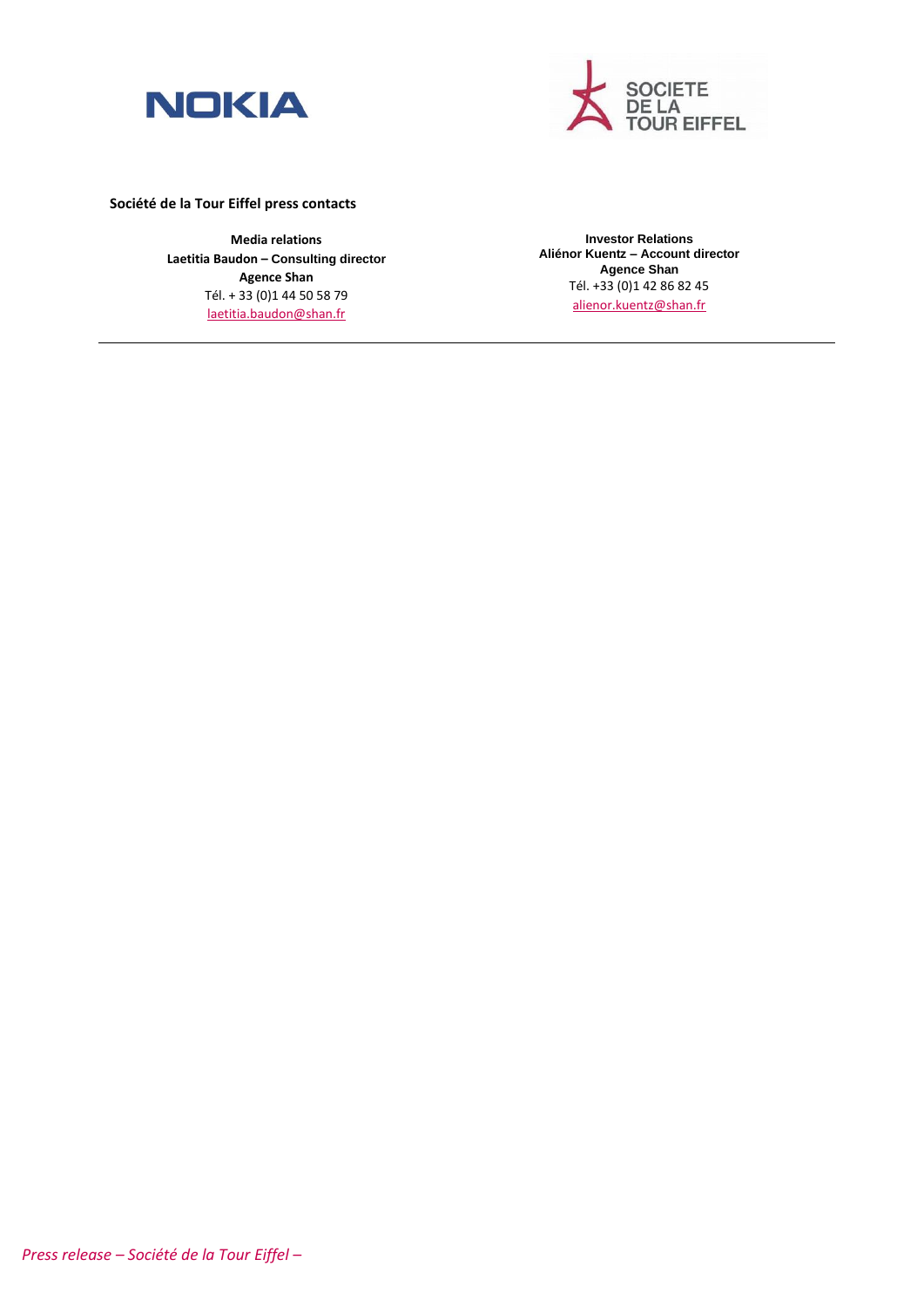**Société de la Tour Eiffel press contacts**

**Media relations**
**Laetitia Baudon – Consulting director**
**Agence Shan**
Tél. + 33 (0)1 44 50 58 79
laetitia.baudon@shan.fr

**Investor Relations**
**Aliénor Kuentz – Account director**
**Agence Shan**
Tél. +33 (0)1 42 86 82 45
alienor.kuentz@shan.fr

---